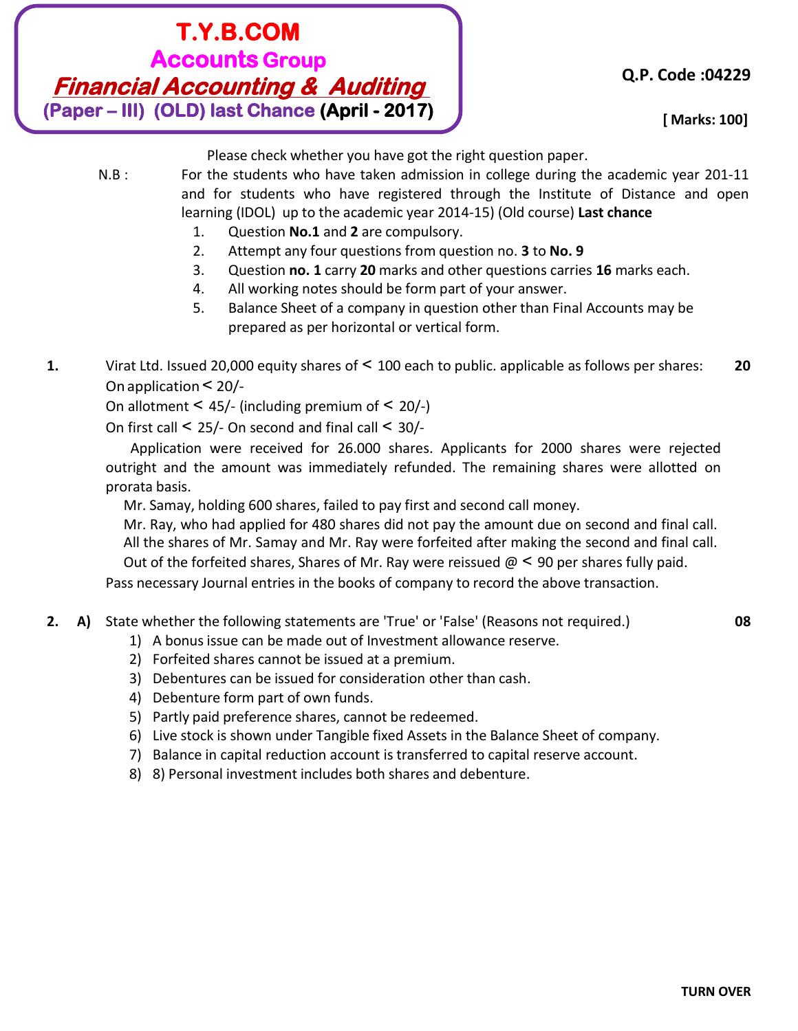# T.Y.B.COM

## Accounts Group

## *Financial Accounting & Auditing*

**(Paper – III) (OLD) last Chance (April - 2017)**

**Q.P. Code :04229**

**[ Marks: 100]**

Please check whether you have got the right question paper.

N.B : For the students who have taken admission in college during the academic year 201-11 and for students who have registered through the Institute of Distance and open learning (IDOL) up to the academic year 2014-15) (Old course) **Last chance**

1. Question **No.1** and **2** are compulsory.
2. Attempt any four questions from question no. **3** to **No. 9**
3. Question **no. 1** carry **20** marks and other questions carries **16** marks each.
4. All working notes should be form part of your answer.
5. Balance Sheet of a company in question other than Final Accounts may be prepared as per horizontal or vertical form.

**1.** Virat Ltd. Issued 20,000 equity shares of < 100 each to public. applicable as follows per shares: **20**

On application < 20/-

On allotment < 45/- (including premium of < 20/-)

On first call < 25/- On second and final call < 30/-

Application were received for 26.000 shares. Applicants for 2000 shares were rejected outright and the amount was immediately refunded. The remaining shares were allotted on prorata basis.

Mr. Samay, holding 600 shares, failed to pay first and second call money.

Mr. Ray, who had applied for 480 shares did not pay the amount due on second and final call.

All the shares of Mr. Samay and Mr. Ray were forfeited after making the second and final call.

Out of the forfeited shares, Shares of Mr. Ray were reissued @ < 90 per shares fully paid.

Pass necessary Journal entries in the books of company to record the above transaction.

**2. A)** State whether the following statements are 'True' or 'False' (Reasons not required.) **08**

1) A bonus issue can be made out of Investment allowance reserve.
2) Forfeited shares cannot be issued at a premium.
3) Debentures can be issued for consideration other than cash.
4) Debenture form part of own funds.
5) Partly paid preference shares, cannot be redeemed.
6) Live stock is shown under Tangible fixed Assets in the Balance Sheet of company.
7) Balance in capital reduction account is transferred to capital reserve account.
8) 8) Personal investment includes both shares and debenture.

**TURN OVER**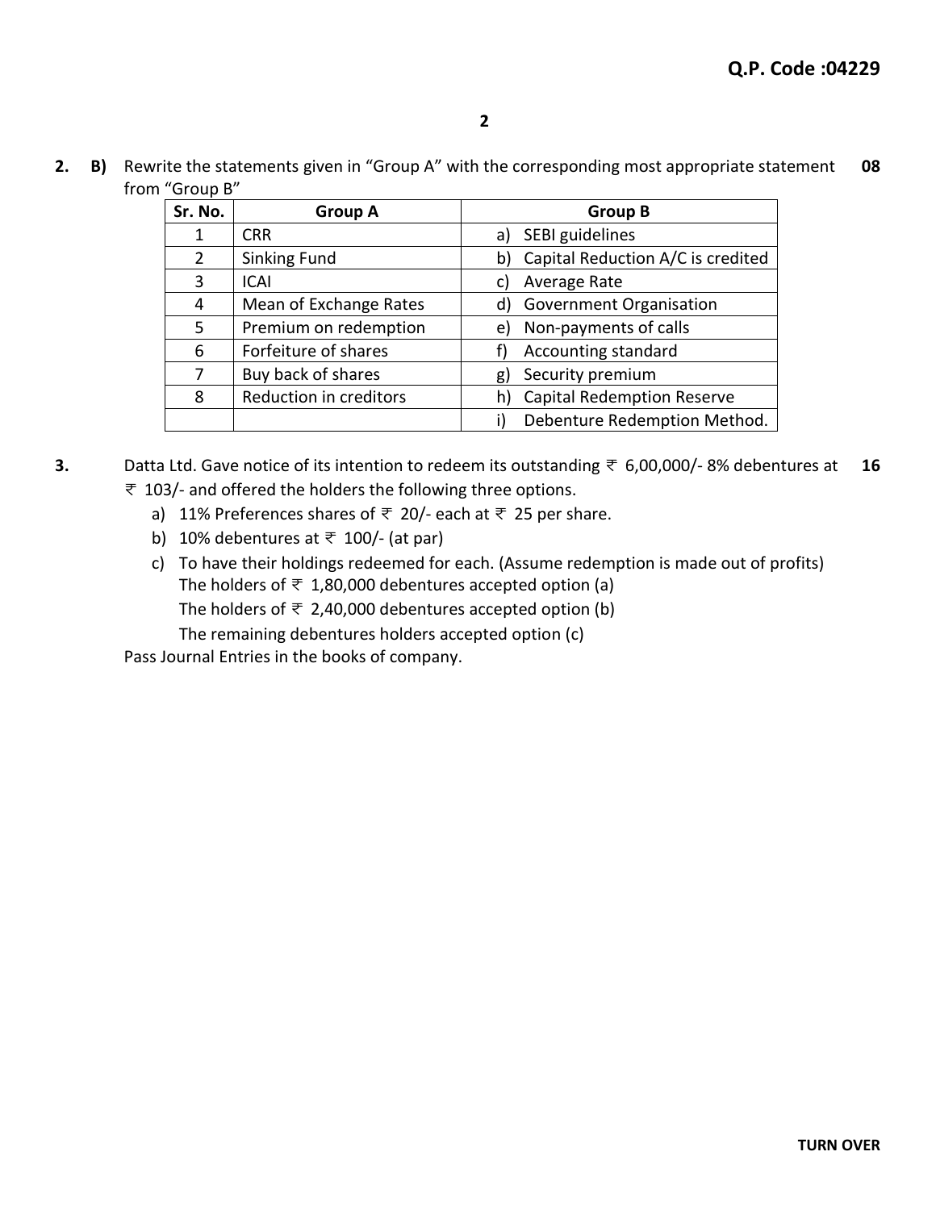Q.P. Code :04229

**2. B)** Rewrite the statements given in "Group A" with the corresponding most appropriate statement from "Group B" **08**

| Sr. No. | Group A | Group B |
|---|---|---|
| 1 | CRR | a) SEBI guidelines |
| 2 | Sinking Fund | b) Capital Reduction A/C is credited |
| 3 | ICAI | c) Average Rate |
| 4 | Mean of Exchange Rates | d) Government Organisation |
| 5 | Premium on redemption | e) Non-payments of calls |
| 6 | Forfeiture of shares | f) Accounting standard |
| 7 | Buy back of shares | g) Security premium |
| 8 | Reduction in creditors | h) Capital Redemption Reserve |
| | | i) Debenture Redemption Method. |

**3.** Datta Ltd. Gave notice of its intention to redeem its outstanding ₹ 6,00,000/- 8% debentures at ₹ 103/- and offered the holders the following three options. **16**

a) 11% Preferences shares of ₹ 20/- each at ₹ 25 per share.

b) 10% debentures at ₹ 100/- (at par)

c) To have their holdings redeemed for each. (Assume redemption is made out of profits)
The holders of ₹ 1,80,000 debentures accepted option (a)
The holders of ₹ 2,40,000 debentures accepted option (b)
The remaining debentures holders accepted option (c)

Pass Journal Entries in the books of company.

TURN OVER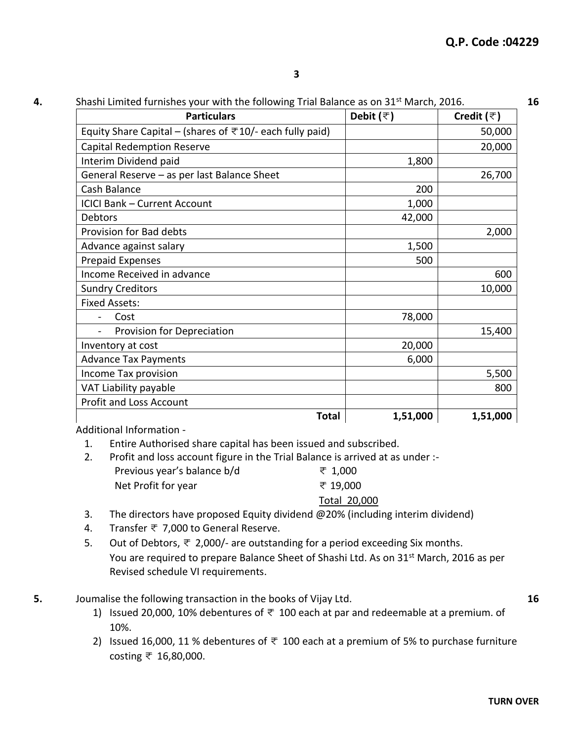**4.** Shashi Limited furnishes your with the following Trial Balance as on 31st March, 2016. **16**

| Particulars | Debit (₹) | Credit (₹) |
|---|---|---|
| Equity Share Capital – (shares of ₹10/- each fully paid) | | 50,000 |
| Capital Redemption Reserve | | 20,000 |
| Interim Dividend paid | 1,800 | |
| General Reserve – as per last Balance Sheet | | 26,700 |
| Cash Balance | 200 | |
| ICICI Bank – Current Account | 1,000 | |
| Debtors | 42,000 | |
| Provision for Bad debts | | 2,000 |
| Advance against salary | 1,500 | |
| Prepaid Expenses | 500 | |
| Income Received in advance | | 600 |
| Sundry Creditors | | 10,000 |
| Fixed Assets: | | |
| - Cost | 78,000 | |
| - Provision for Depreciation | | 15,400 |
| Inventory at cost | 20,000 | |
| Advance Tax Payments | 6,000 | |
| Income Tax provision | | 5,500 |
| VAT Liability payable | | 800 |
| Profit and Loss Account | | |
| **Total** | **1,51,000** | **1,51,000** |

Additional Information -

1. Entire Authorised share capital has been issued and subscribed.
2. Profit and loss account figure in the Trial Balance is arrived at as under :-

   | | |
   |---|---|
   | Previous year's balance b/d | ₹ 1,000 |
   | Net Profit for year | ₹ 19,000 |
   | | Total 20,000 |

3. The directors have proposed Equity dividend @20% (including interim dividend)
4. Transfer ₹ 7,000 to General Reserve.
5. Out of Debtors, ₹ 2,000/- are outstanding for a period exceeding Six months.
   You are required to prepare Balance Sheet of Shashi Ltd. As on 31st March, 2016 as per Revised schedule VI requirements.

**5.** Joumalise the following transaction in the books of Vijay Ltd. **16**

1) Issued 20,000, 10% debentures of ₹ 100 each at par and redeemable at a premium. of 10%.
2) Issued 16,000, 11 % debentures of ₹ 100 each at a premium of 5% to purchase furniture costing ₹ 16,80,000.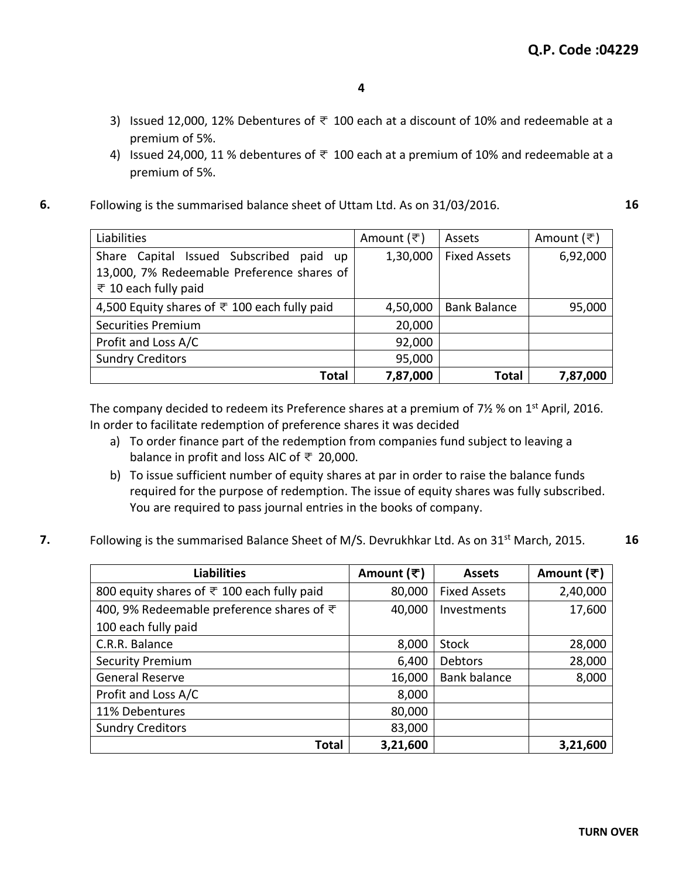3) Issued 12,000, 12% Debentures of ₹ 100 each at a discount of 10% and redeemable at a premium of 5%.
4) Issued 24,000, 11 % debentures of ₹ 100 each at a premium of 10% and redeemable at a premium of 5%.

**6.** Following is the summarised balance sheet of Uttam Ltd. As on 31/03/2016. **16**

| Liabilities | Amount (₹) | Assets | Amount (₹) |
|---|---|---|---|
| Share Capital Issued Subscribed paid up 13,000, 7% Redeemable Preference shares of ₹ 10 each fully paid | 1,30,000 | Fixed Assets | 6,92,000 |
| 4,500 Equity shares of ₹ 100 each fully paid | 4,50,000 | Bank Balance | 95,000 |
| Securities Premium | 20,000 | | |
| Profit and Loss A/C | 92,000 | | |
| Sundry Creditors | 95,000 | | |
| **Total** | **7,87,000** | **Total** | **7,87,000** |

The company decided to redeem its Preference shares at a premium of 7½ % on 1st April, 2016. In order to facilitate redemption of preference shares it was decided

a) To order finance part of the redemption from companies fund subject to leaving a balance in profit and loss AIC of ₹ 20,000.
b) To issue sufficient number of equity shares at par in order to raise the balance funds required for the purpose of redemption. The issue of equity shares was fully subscribed. You are required to pass journal entries in the books of company.

**7.** Following is the summarised Balance Sheet of M/S. Devrukhkar Ltd. As on 31st March, 2015. **16**

| **Liabilities** | **Amount (₹)** | **Assets** | **Amount (₹)** |
|---|---|---|---|
| 800 equity shares of ₹ 100 each fully paid | 80,000 | Fixed Assets | 2,40,000 |
| 400, 9% Redeemable preference shares of ₹ 100 each fully paid | 40,000 | Investments | 17,600 |
| C.R.R. Balance | 8,000 | Stock | 28,000 |
| Security Premium | 6,400 | Debtors | 28,000 |
| General Reserve | 16,000 | Bank balance | 8,000 |
| Profit and Loss A/C | 8,000 | | |
| 11% Debentures | 80,000 | | |
| Sundry Creditors | 83,000 | | |
| **Total** | **3,21,600** | | **3,21,600** |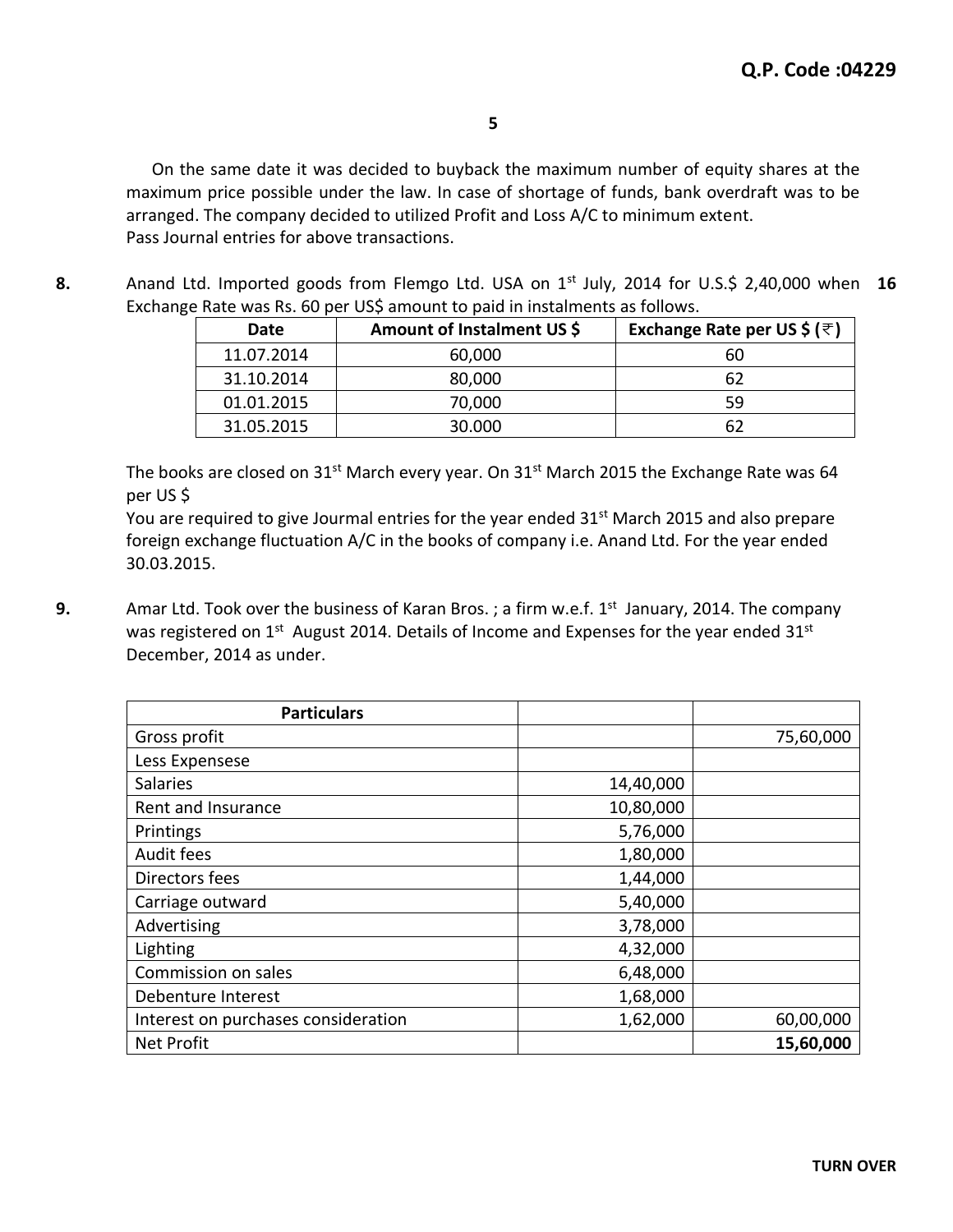On the same date it was decided to buyback the maximum number of equity shares at the maximum price possible under the law. In case of shortage of funds, bank overdraft was to be arranged. The company decided to utilized Profit and Loss A/C to minimum extent.
Pass Journal entries for above transactions.

**8.** Anand Ltd. Imported goods from Flemgo Ltd. USA on 1st July, 2014 for U.S.$ 2,40,000 when Exchange Rate was Rs. 60 per US$ amount to paid in instalments as follows. **16**

| Date | Amount of Instalment US $ | Exchange Rate per US $ (₹) |
|---|---|---|
| 11.07.2014 | 60,000 | 60 |
| 31.10.2014 | 80,000 | 62 |
| 01.01.2015 | 70,000 | 59 |
| 31.05.2015 | 30.000 | 62 |

The books are closed on 31st March every year. On 31st March 2015 the Exchange Rate was 64 per US $

You are required to give Jourmal entries for the year ended 31st March 2015 and also prepare foreign exchange fluctuation A/C in the books of company i.e. Anand Ltd. For the year ended 30.03.2015.

**9.** Amar Ltd. Took over the business of Karan Bros. ; a firm w.e.f. 1st January, 2014. The company was registered on 1st August 2014. Details of Income and Expenses for the year ended 31st December, 2014 as under.

| Particulars | | |
|---|---|---|
| Gross profit | | 75,60,000 |
| Less Expensese | | |
| Salaries | 14,40,000 | |
| Rent and Insurance | 10,80,000 | |
| Printings | 5,76,000 | |
| Audit fees | 1,80,000 | |
| Directors fees | 1,44,000 | |
| Carriage outward | 5,40,000 | |
| Advertising | 3,78,000 | |
| Lighting | 4,32,000 | |
| Commission on sales | 6,48,000 | |
| Debenture Interest | 1,68,000 | |
| Interest on purchases consideration | 1,62,000 | 60,00,000 |
| Net Profit | | **15,60,000** |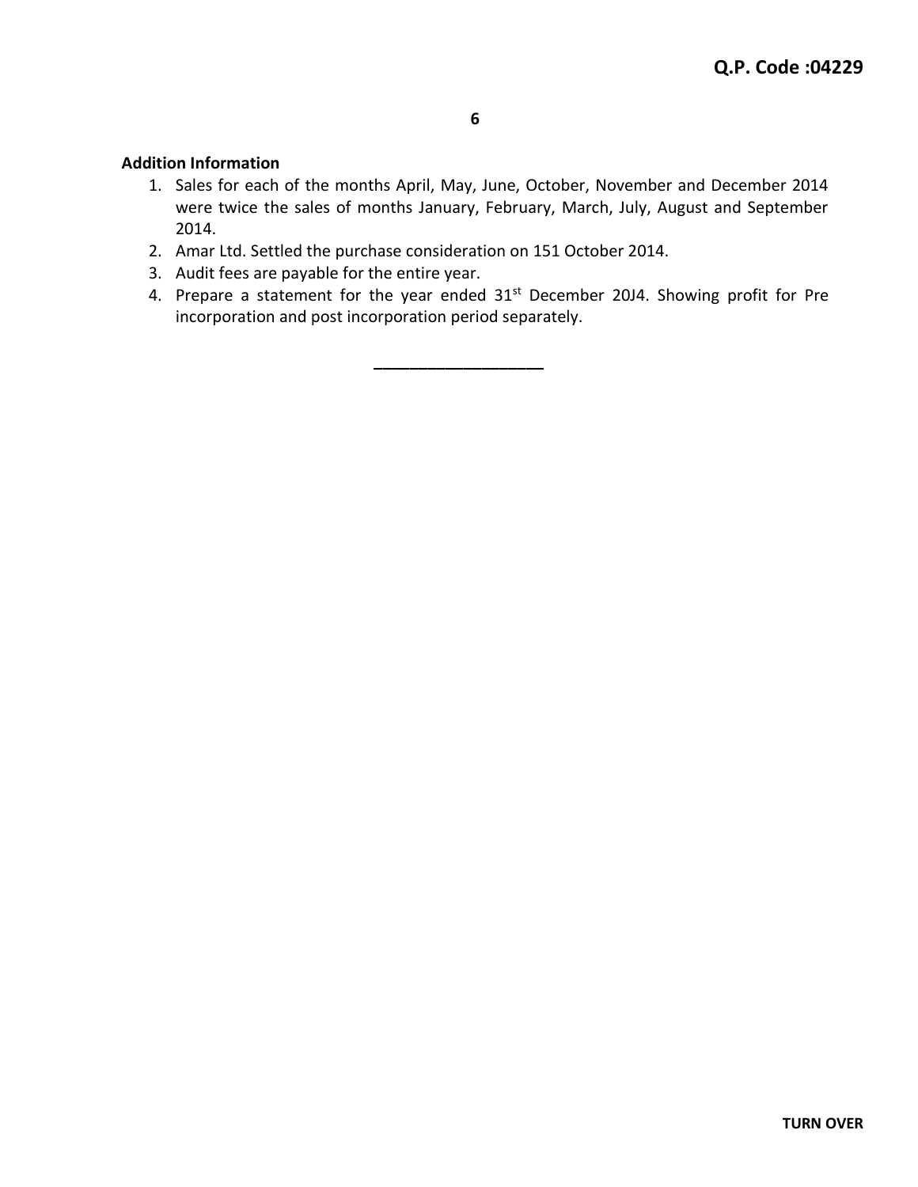**Addition Information**

1. Sales for each of the months April, May, June, October, November and December 2014 were twice the sales of months January, February, March, July, August and September 2014.
2. Amar Ltd. Settled the purchase consideration on 151 October 2014.
3. Audit fees are payable for the entire year.
4. Prepare a statement for the year ended 31st December 20J4. Showing profit for Pre incorporation and post incorporation period separately.

---

TURN OVER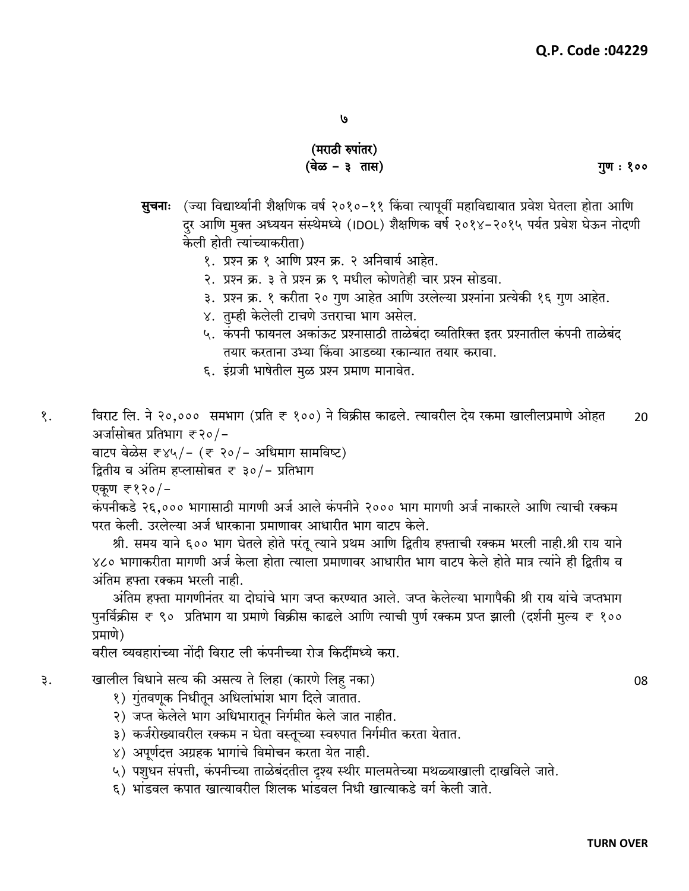**Q.P. Code :04229**

**(मराठी रुपांतर)**
**(वेळ – ३ तास)** **गुण : १००**

**सुचनाः** (ज्या विद्यार्थ्यांनी शैक्षणिक वर्ष २०१०-११ किंवा त्यापूर्वी महाविद्यायात प्रवेश घेतला होता आणि दुर आणि मुक्त अध्ययन संस्थेमध्ये (IDOL) शैक्षणिक वर्ष २०१४-२०१५ पर्यत प्रवेश घेऊन नोदणी केली होती त्यांच्याकरीता)

१. प्रश्न क्र १ आणि प्रश्न क्र. २ अनिवार्य आहेत.
२. प्रश्न क्र. ३ ते प्रश्न क्र ९ मधील कोणतेही चार प्रश्न सोडवा.
३. प्रश्न क्र. १ करीता २० गुण आहेत आणि उरलेल्या प्रश्नांना प्रत्येकी १६ गुण आहेत.
४. तुम्ही केलेली टाचणे उत्तराचा भाग असेल.
५. कंपनी फायनल अकांऊट प्रश्नासाठी ताळेबंदा व्यतिरिक्त इतर प्रश्नातील कंपनी ताळेबंद तयार करताना उभ्या किंवा आडव्या रकान्यात तयार करावा.
६. इंग्रजी भाषेतील मुळ प्रश्न प्रमाण मानावेत.

१. विराट लि. ने २०,००० समभाग (प्रति ₹ १००) ने विक्रीस काढले. त्यावरील देय रकमा खालीलप्रमाणे ओहत **20**
अर्जासोबत प्रतिभाग ₹२०/-
वाटप वेळेस ₹४५/- (₹ २०/- अधिमाग सामविष्ट)
द्वितीय व अंतिम हप्त्यासोबत ₹ ३०/- प्रतिभाग
एकूण ₹१२०/-
कंपनीकडे २६,००० भागासाठी मागणी अर्ज आले कंपनीने २००० भाग मागणी अर्ज नाकारले आणि त्याची रक्कम परत केली. उरलेल्या अर्ज धारकाना प्रमाणावर आधारीत भाग वाटप केले.

श्री. समय याने ६०० भाग घेतले होते परंतू त्याने प्रथम आणि द्वितीय हफ्ताची रक्कम भरली नाही.श्री राय याने ४८० भागाकरीता मागणी अर्ज केला होता त्याला प्रमाणावर आधारीत भाग वाटप केले होते मात्र त्यांने ही द्वितीय व अंतिम हफ्ता रक्कम भरली नाही.

अंतिम हफ्ता मागणीनंतर या दोघांचे भाग जप्त करण्यात आले. जप्त केलेल्या भागापैकी श्री राय यांचे जप्तभाग पुनर्विक्रीस ₹ ९० प्रतिभाग या प्रमाणे विक्रीस काढले आणि त्याची पुर्ण रक्कम प्रप्त झाली (दर्शनी मुल्य ₹ १०० प्रमाणे)

वरील व्यवहारांच्या नोंदी विराट ली कंपनीच्या रोज किर्दीमध्ये करा.

३. खालील विधाने सत्य की असत्य ते लिहा (कारणे लिहु नका) **08**

१) गुंतवणूक निधीतून अधिलाभांश भाग दिले जातात.
२) जप्त केलेले भाग अधिभारातून निर्गमीत केले जात नाहीत.
३) कर्जरोख्यावरील रक्कम न घेता वस्तूच्या स्वरुपात निर्गमीत करता येतात.
४) अपूर्णदत्त अग्रहक भागांचे विमोचन करता येत नाही.
५) पशुधन संपत्ती, कंपनीच्या ताळेबंदतील दृश्य स्थीर मालमतेच्या मथळ्याखाली दाखविले जाते.
६) भांडवल कपात खात्यावरील शिलक भांडवल निधी खात्याकडे वर्ग केली जाते.

**TURN OVER**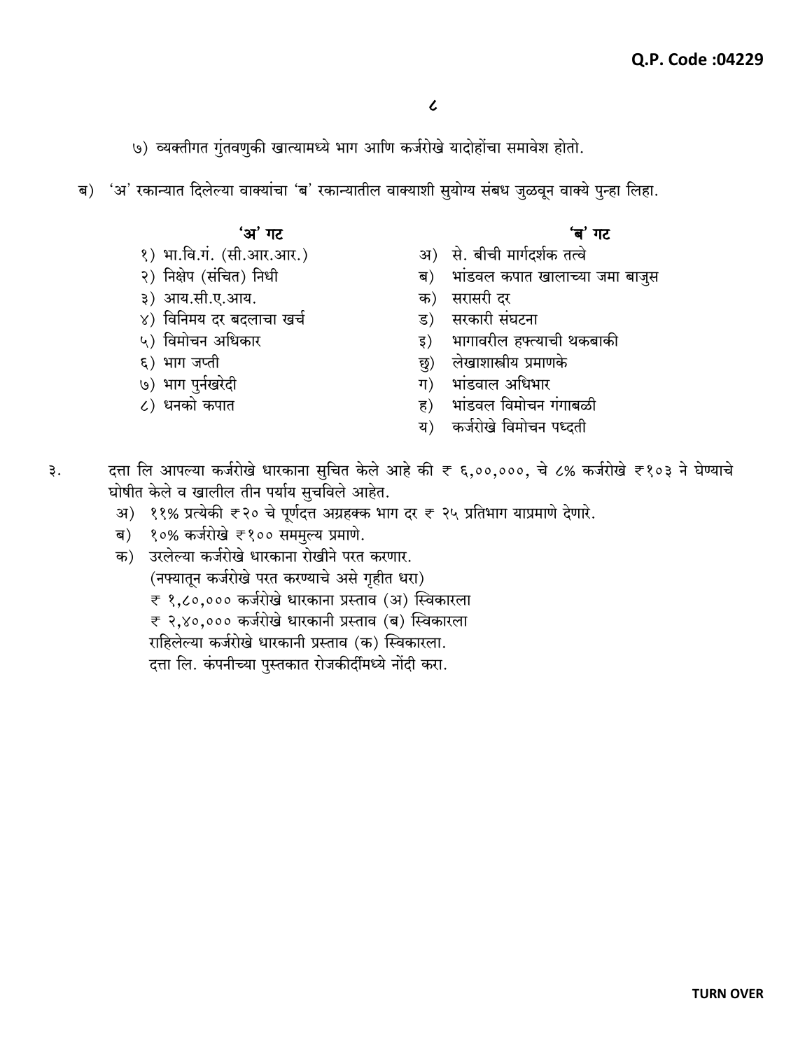Q.P. Code :04229

७) व्यक्तीगत गुंतवणुकी खात्यामध्ये भाग आणि कर्जरोखे यादोहोंचा समावेश होतो.

ब) 'अ' रकान्यात दिलेल्या वाक्यांचा 'ब' रकान्यातील वाक्याशी सुयोग्य संबध जुळवून वाक्ये पुन्हा लिहा.

| 'अ' गट | 'ब' गट |
|---|---|
| १) भा.वि.गं. (सी.आर.आर.) | अ) से. बीची मार्गदर्शक तत्वे |
| २) निक्षेप (संचित) निधी | ब) भांडवल कपात खालाच्या जमा बाजुस |
| ३) आय.सी.ए.आय. | क) सरासरी दर |
| ४) विनिमय दर बदलाचा खर्च | ड) सरकारी संघटना |
| ५) विमोचन अधिकार | इ) भागावरील हफ्त्याची थकबाकी |
| ६) भाग जप्ती | छु) लेखाशास्त्रीय प्रमाणके |
| ७) भाग पुर्नखरेदी | ग) भांडवाल अधिभार |
| ८) धनको कपात | ह) भांडवल विमोचन गंगाबळी |
| | य) कर्जरोखे विमोचन पध्दती |

३. दत्ता लि आपल्या कर्जरोखे धारकाना सुचित केले आहे की ₹ ६,००,०००, चे ८% कर्जरोखे ₹१०३ ने घेण्याचे घोषीत केले व खालील तीन पर्याय सुचविले आहेत.

अ) ११% प्रत्येकी ₹२० चे पूर्णदत्त अग्रहक्क भाग दर ₹ २५ प्रतिभाग याप्रमाणे देणारे.

ब) १०% कर्जरोखे ₹१०० सममुल्य प्रमाणे.

क) उरलेल्या कर्जरोखे धारकाना रोखीने परत करणार.

(नफ्यातून कर्जरोखे परत करण्याचे असे गृहीत धरा)

₹ १,८०,००० कर्जरोखे धारकाना प्रस्ताव (अ) स्विकारला

₹ २,४०,००० कर्जरोखे धारकानी प्रस्ताव (ब) स्विकारला

राहिलेल्या कर्जरोखे धारकानी प्रस्ताव (क) स्विकारला.

दत्ता लि. कंपनीच्या पुस्तकात रोजकीर्दीमध्ये नोंदी करा.

TURN OVER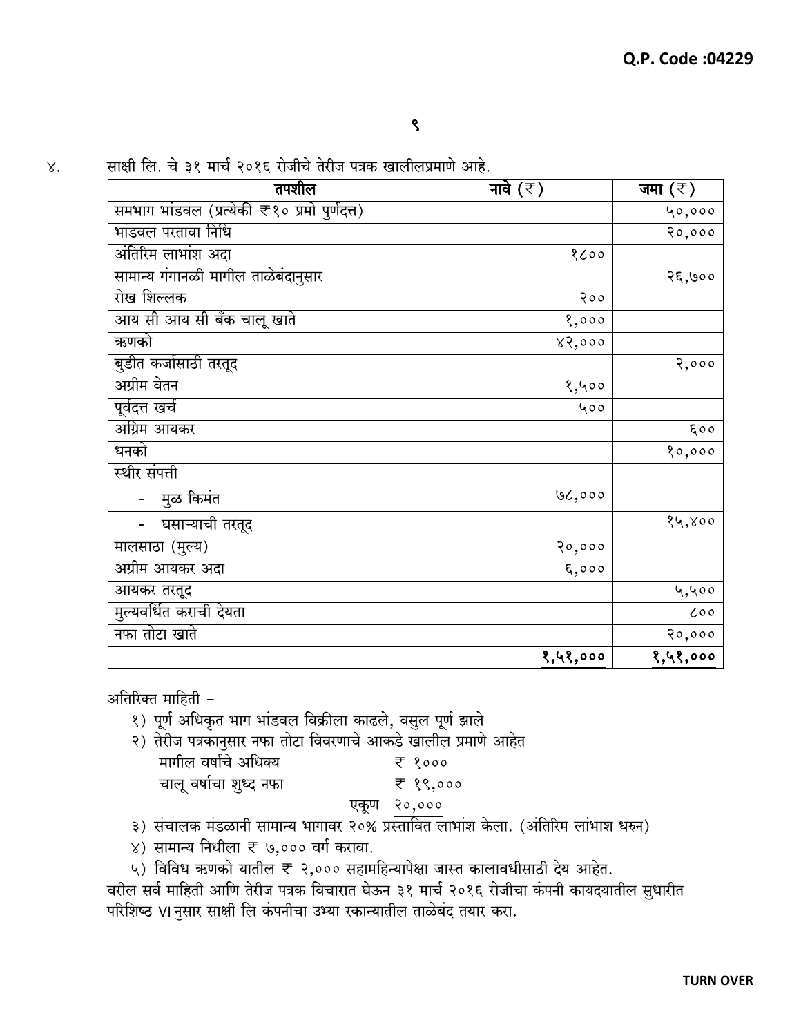४. साक्षी लि. चे ३१ मार्च २०१६ रोजीचे तेरीज पत्रक खालीलप्रमाणे आहे.

| तपशील | नावे (₹) | जमा (₹) |
|---|---|---|
| समभाग भांडवल (प्रत्येकी ₹१० प्रमो पुर्णदत्त) | | ५०,००० |
| भांडवल परतावा निधि | | २०,००० |
| अंतिरिम लाभांश अदा | १८०० | |
| सामान्य गंगानळी मागील ताळेबंदानुसार | | २६,७०० |
| रोख शिल्लक | २०० | |
| आय सी आय सी बँक चालू खाते | १,००० | |
| ऋणको | ४२,००० | |
| बुडीत कर्जासाठी तरतूद | | २,००० |
| अग्रीम वेतन | १,५०० | |
| पूर्वदत्त खर्च | ५०० | |
| अग्रिम आयकर | | ६०० |
| धनको | | १०,००० |
| स्थीर संपत्ती | | |
| - मुळ किमंत | ७८,००० | |
| - घसाऱ्याची तरतूद | | १५,४०० |
| मालसाठा (मुल्य) | २०,००० | |
| अग्रीम आयकर अदा | ६,००० | |
| आयकर तरतूद | | ५,५०० |
| मुल्यवर्धित कराची देयता | | ८०० |
| नफा तोटा खाते | | २०,००० |
| | **१,५१,०००** | **१,५१,०००** |

अतिरिक्त माहिती –

१) पूर्ण अधिकृत भाग भांडवल विक्रीला काढले, वसुल पूर्ण झाले

२) तेरीज पत्रकानुसार नफा तोटा विवरणाचे आकडे खालील प्रमाणे आहेत

| | |
|---|---|
| मागील वर्षाचे अधिक्य | ₹ १००० |
| चालू वर्षाचा शुध्द नफा | ₹ १९,००० |
| एकूण | २०,००० |

३) संचालक मंडळानी सामान्य भागावर २०% प्रस्तावित लाभांश केला. (अंतिरिम लांभाश धरुन)

४) सामान्य निधीला ₹ ७,००० वर्ग करावा.

५) विविध ऋणको यातील ₹ २,००० सहामहिन्यापेक्षा जास्त कालावधीसाठी देय आहेत.

वरील सर्व माहिती आणि तेरीज पत्रक विचारात घेऊन ३१ मार्च २०१६ रोजीचा कंपनी कायदयातील सुधारीत परिशिष्ठ VI नुसार साक्षी लि कंपनीचा उभ्या रकान्यातील ताळेबंद तयार करा.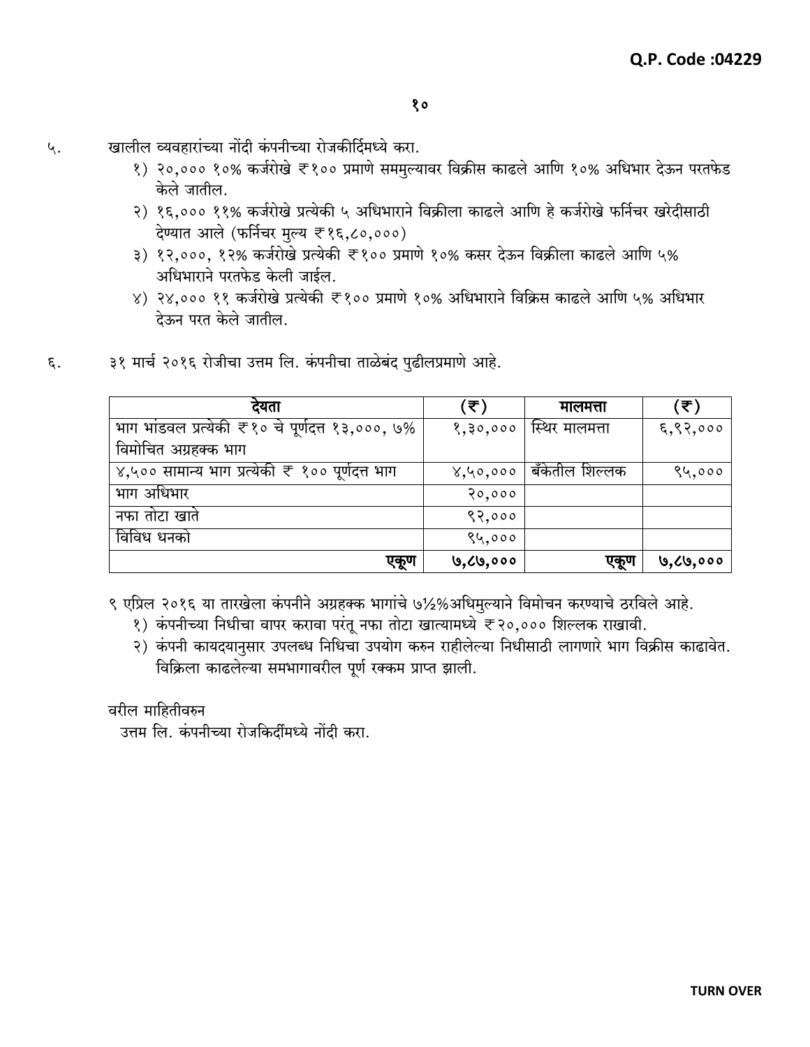**Q.P. Code :04229**

५. खालील व्यवहारांच्या नोंदी कंपनीच्या रोजकीर्दिमध्ये करा.

१) २०,००० १०% कर्जरोखे ₹१०० प्रमाणे सममुल्यावर विक्रीस काढले आणि १०% अधिभार देऊन परतफेड केले जातील.

२) १६,००० ११% कर्जरोखे प्रत्येकी ५ अधिभाराने विक्रीला काढले आणि हे कर्जरोखे फर्निचर खरेदीसाठी देण्यात आले (फर्निचर मुल्य ₹१६,८०,०००)

३) १२,०००, १२% कर्जरोखे प्रत्येकी ₹१०० प्रमाणे १०% कसर देऊन विक्रीला काढले आणि ५% अधिभाराने परतफेड केली जाईल.

४) २४,००० ११ कर्जरोखे प्रत्येकी ₹१०० प्रमाणे १०% अधिभाराने विक्रिस काढले आणि ५% अधिभार देऊन परत केले जातील.

६. ३१ मार्च २०१६ रोजीचा उत्तम लि. कंपनीचा ताळेबंद पुढीलप्रमाणे आहे.

| देयता | (₹) | मालमत्ता | (₹) |
|---|---|---|---|
| भाग भांडवल प्रत्येकी ₹१० चे पूर्णदत्त १३,०००, ७% विमोचित अग्रहक्क भाग | १,३०,००० | स्थिर मालमत्ता | ६,९२,००० |
| ४,५०० सामान्य भाग प्रत्येकी ₹ १०० पूर्णदत्त भाग | ४,५०,००० | बँकेतील शिल्लक | ९५,००० |
| भाग अधिभार | २०,००० | | |
| नफा तोटा खाते | ९२,००० | | |
| विविध धनको | ९५,००० | | |
| **एकूण** | **७,८७,०००** | **एकूण** | **७,८७,०००** |

९ एप्रिल २०१६ या तारखेला कंपनीने अग्रहक्क भागांचे ७½%अधिमुल्याने विमोचन करण्याचे ठरविले आहे.

१) कंपनीच्या निधीचा वापर करावा परंतू नफा तोटा खात्यामध्ये ₹२०,००० शिल्लक राखावी.

२) कंपनी कायदयानुसार उपलब्ध निधिचा उपयोग करुन राहीलेल्या निधीसाठी लागणारे भाग विक्रीस काढावेत. विक्रिला काढलेल्या समभागावरील पूर्ण रक्कम प्राप्त झाली.

वरील माहितीवरुन

उत्तम लि. कंपनीच्या रोजकिर्दीमध्ये नोंदी करा.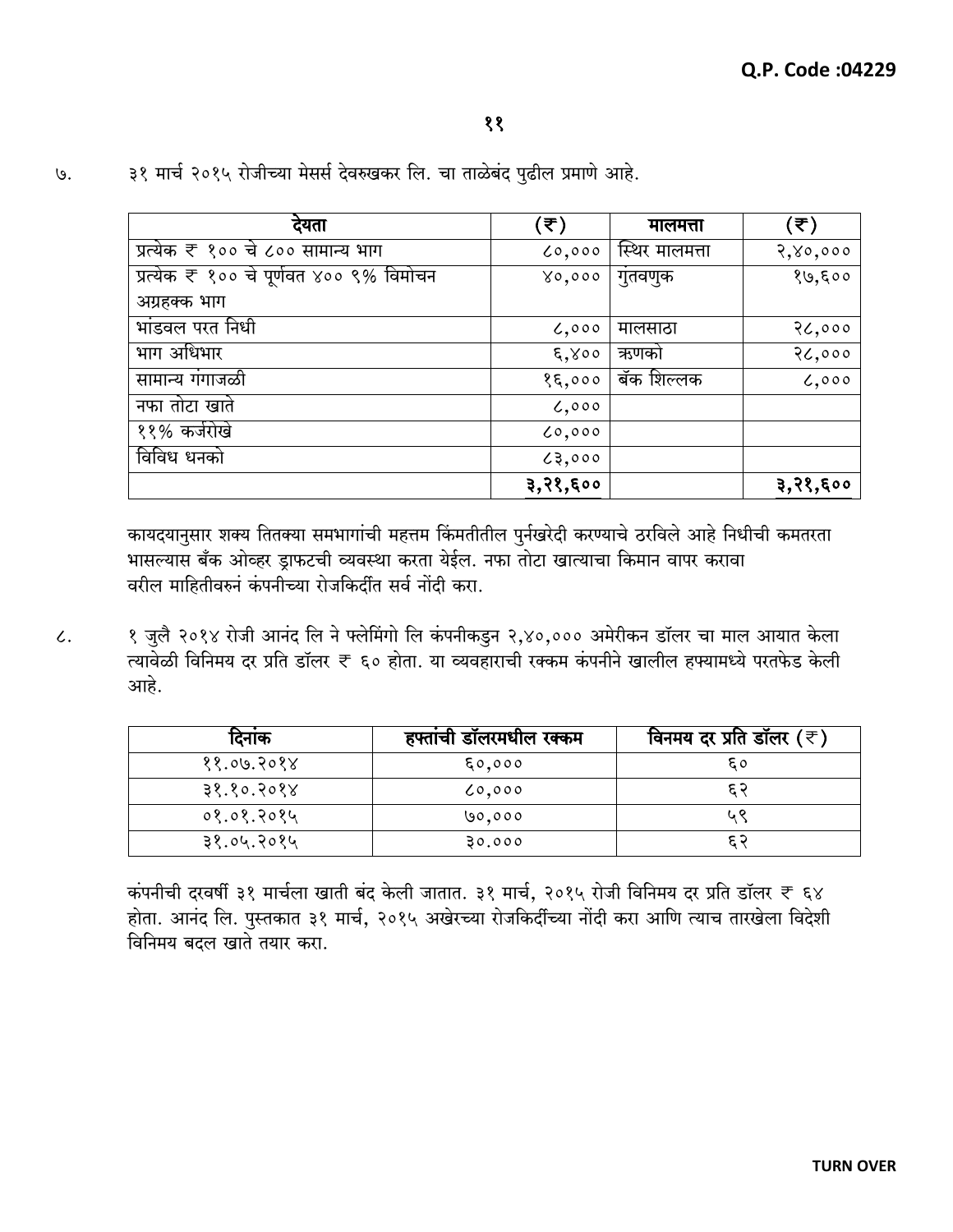**Q.P. Code :04229**

७. ३१ मार्च २०१५ रोजीच्या मेसर्स देवरुखकर लि. चा ताळेबंद पुढील प्रमाणे आहे.

| देयता | (₹) | मालमत्ता | (₹) |
|---|---|---|---|
| प्रत्येक ₹ १०० चे ८०० सामान्य भाग | ८०,००० | स्थिर मालमत्ता | २,४०,००० |
| प्रत्येक ₹ १०० चे पूर्णवत ४०० ९% विमोचन अग्रहक्क भाग | ४०,००० | गुंतवणुक | १७,६०० |
| भांडवल परत निधी | ८,००० | मालसाठा | २८,००० |
| भाग अधिभार | ६,४०० | ऋणको | २८,००० |
| सामान्य गंगाजळी | १६,००० | बँक शिल्लक | ८,००० |
| नफा तोटा खाते | ८,००० | | |
| ११% कर्जरोखे | ८०,००० | | |
| विविध धनको | ८३,००० | | |
| | **३,२१,६००** | | **३,२१,६००** |

कायदयानुसार शक्य तितक्या समभागांची महत्तम किंमतीतील पुर्नखरेदी करण्याचे ठरविले आहे निधीची कमतरता भासल्यास बँक ओव्हर ड्राफटची व्यवस्था करता येईल. नफा तोटा खात्याचा किमान वापर करावा
वरील माहितीवरुनं कंपनीच्या रोजकिर्दीत सर्व नोंदी करा.

८. १ जुलै २०१४ रोजी आनंद लि ने फ्लेमिंगो लि कंपनीकडुन २,४०,००० अमेरीकन डॉलर चा माल आयात केला त्यावेळी विनिमय दर प्रति डॉलर ₹ ६० होता. या व्यवहाराची रक्कम कंपनीने खालील हफ्यामध्ये परतफेड केली आहे.

| दिनांक | हफ्तांची डॉलरमधील रक्कम | विनमय दर प्रति डॉलर (₹) |
|---|---|---|
| ११.०७.२०१४ | ६०,००० | ६० |
| ३१.१०.२०१४ | ८०,००० | ६२ |
| ०१.०१.२०१५ | ७०,००० | ५९ |
| ३१.०५.२०१५ | ३०.००० | ६२ |

कंपनीची दरवर्षी ३१ मार्चला खाती बंद केली जातात. ३१ मार्च, २०१५ रोजी विनिमय दर प्रति डॉलर ₹ ६४ होता. आनंद लि. पुस्तकात ३१ मार्च, २०१५ अखेरच्या रोजकिर्दीच्या नोंदी करा आणि त्याच तारखेला विदेशी विनिमय बदल खाते तयार करा.

**TURN OVER**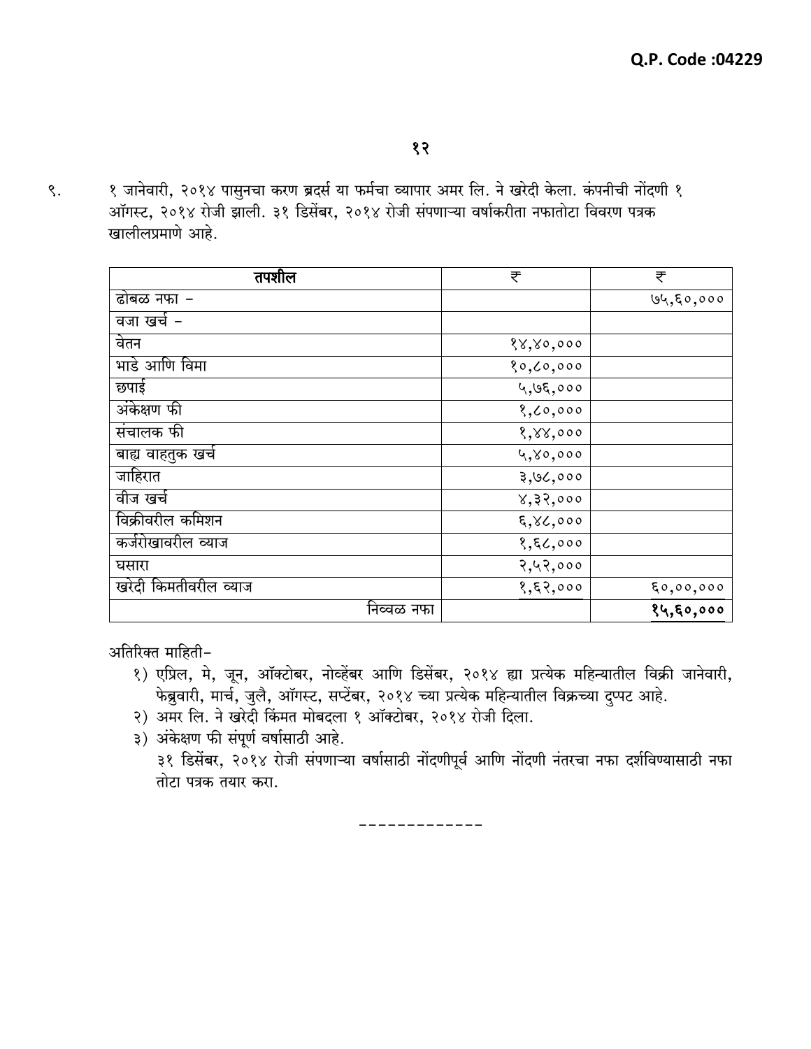Q.P. Code :04229

९. १ जानेवारी, २०१४ पासुनचा करण ब्रदर्स या फर्मचा व्यापार अमर लि. ने खरेदी केला. कंपनीची नोंदणी १ ऑगस्ट, २०१४ रोजी झाली. ३१ डिसेंबर, २०१४ रोजी संपणाऱ्या वर्षाकरीता नफातोटा विवरण पत्रक खालीलप्रमाणे आहे.

| तपशील | ₹ | ₹ |
|---|---|---|
| ढोबळ नफा – | | ७५,६०,००० |
| वजा खर्च – | | |
| वेतन | १४,४०,००० | |
| भाडे आणि विमा | १०,८०,००० | |
| छपाई | ५,७६,००० | |
| अंकेक्षण फी | १,८०,००० | |
| संचालक फी | १,४४,००० | |
| बाह्य वाहतुक खर्च | ५,४०,००० | |
| जाहिरात | ३,७८,००० | |
| वीज खर्च | ४,३२,००० | |
| विक्रीवरील कमिशन | ६,४८,००० | |
| कर्जरोखावरील व्याज | १,६८,००० | |
| घसारा | २,५२,००० | |
| खरेदी किमतीवरील व्याज | १,६२,००० | ६०,००,००० |
| निव्वळ नफा | | **१५,६०,०००** |

अतिरिक्त माहिती–

१) एप्रिल, मे, जून, ऑक्टोबर, नोव्हेंबर आणि डिसेंबर, २०१४ ह्या प्रत्येक महिन्यातील विक्री जानेवारी, फेब्रुवारी, मार्च, जुलै, ऑगस्ट, सप्टेंबर, २०१४ च्या प्रत्येक महिन्यातील विक्रच्या दुप्पट आहे.

२) अमर लि. ने खरेदी किंमत मोबदला १ ऑक्टोबर, २०१४ रोजी दिला.

३) अंकेक्षण फी संपूर्ण वर्षासाठी आहे.

३१ डिसेंबर, २०१४ रोजी संपणाऱ्या वर्षासाठी नोंदणीपूर्व आणि नोंदणी नंतरचा नफा दर्शविण्यासाठी नफा तोटा पत्रक तयार करा.

-------------